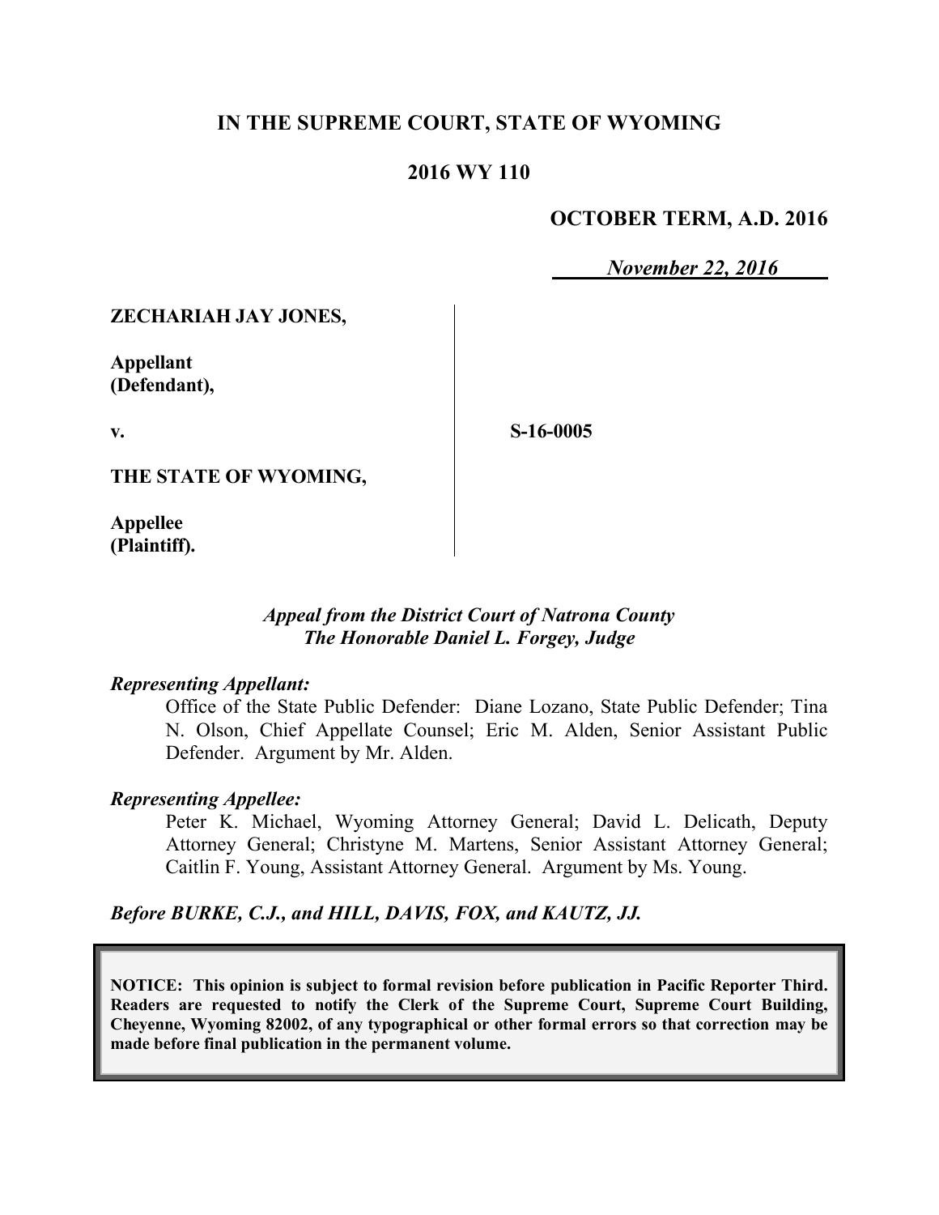# IN THE SUPREME COURT, STATE OF WYOMING

## 2016 WY 110

**OCTOBER TERM, A.D. 2016**

*November 22, 2016*

**ZECHARIAH JAY JONES,**

**Appellant (Defendant),**

**v.**

**S-16-0005**

**THE STATE OF WYOMING,**

**Appellee (Plaintiff).**

*Appeal from the District Court of Natrona County*
*The Honorable Daniel L. Forgey, Judge*

*Representing Appellant:*

Office of the State Public Defender: Diane Lozano, State Public Defender; Tina N. Olson, Chief Appellate Counsel; Eric M. Alden, Senior Assistant Public Defender. Argument by Mr. Alden.

*Representing Appellee:*

Peter K. Michael, Wyoming Attorney General; David L. Delicath, Deputy Attorney General; Christyne M. Martens, Senior Assistant Attorney General; Caitlin F. Young, Assistant Attorney General. Argument by Ms. Young.

*Before BURKE, C.J., and HILL, DAVIS, FOX, and KAUTZ, JJ.*

**NOTICE: This opinion is subject to formal revision before publication in Pacific Reporter Third. Readers are requested to notify the Clerk of the Supreme Court, Supreme Court Building, Cheyenne, Wyoming 82002, of any typographical or other formal errors so that correction may be made before final publication in the permanent volume.**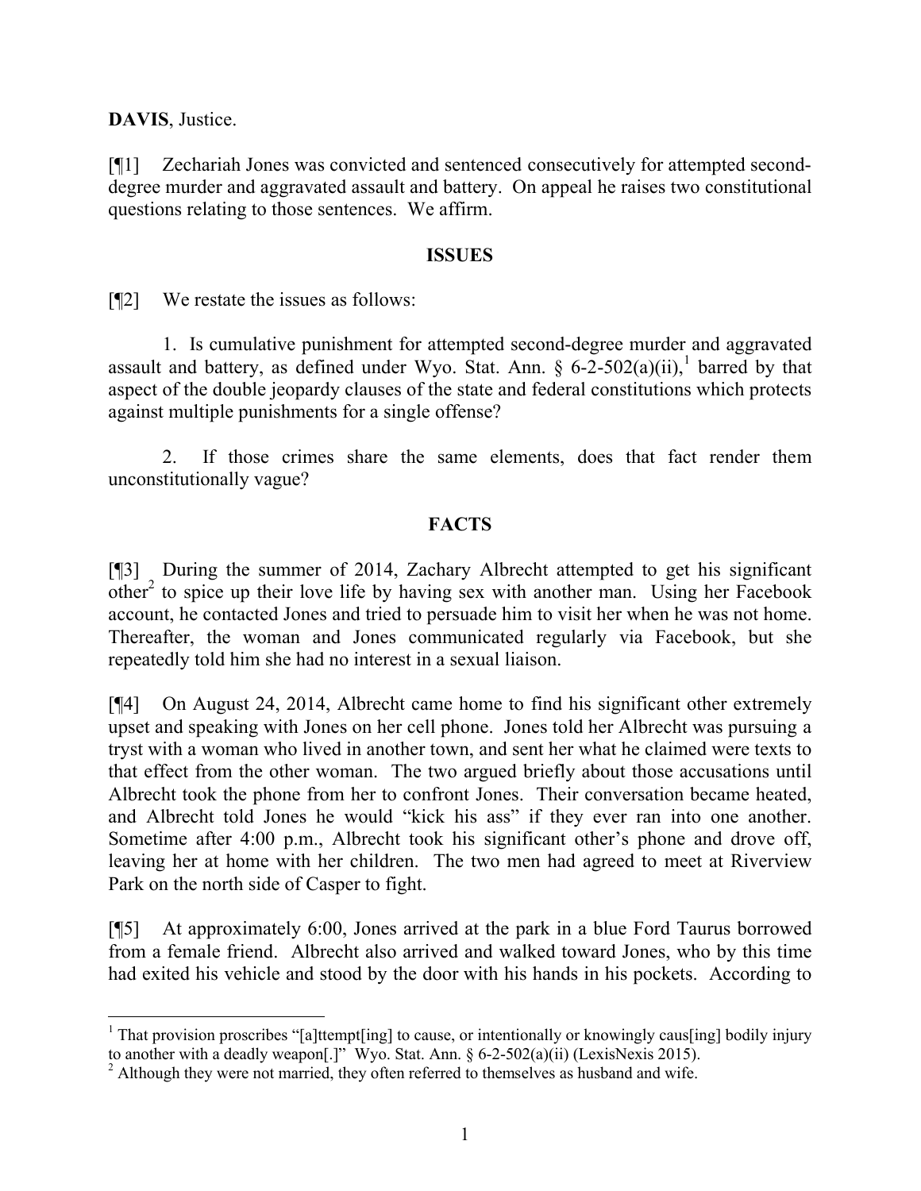**DAVIS**, Justice.

[¶1] Zechariah Jones was convicted and sentenced consecutively for attempted second-degree murder and aggravated assault and battery. On appeal he raises two constitutional questions relating to those sentences. We affirm.

## ISSUES

[¶2] We restate the issues as follows:

1. Is cumulative punishment for attempted second-degree murder and aggravated assault and battery, as defined under Wyo. Stat. Ann. § 6-2-502(a)(ii),[1] barred by that aspect of the double jeopardy clauses of the state and federal constitutions which protects against multiple punishments for a single offense?

2. If those crimes share the same elements, does that fact render them unconstitutionally vague?

## FACTS

[¶3] During the summer of 2014, Zachary Albrecht attempted to get his significant other[2] to spice up their love life by having sex with another man. Using her Facebook account, he contacted Jones and tried to persuade him to visit her when he was not home. Thereafter, the woman and Jones communicated regularly via Facebook, but she repeatedly told him she had no interest in a sexual liaison.

[¶4] On August 24, 2014, Albrecht came home to find his significant other extremely upset and speaking with Jones on her cell phone. Jones told her Albrecht was pursuing a tryst with a woman who lived in another town, and sent her what he claimed were texts to that effect from the other woman. The two argued briefly about those accusations until Albrecht took the phone from her to confront Jones. Their conversation became heated, and Albrecht told Jones he would "kick his ass" if they ever ran into one another. Sometime after 4:00 p.m., Albrecht took his significant other's phone and drove off, leaving her at home with her children. The two men had agreed to meet at Riverview Park on the north side of Casper to fight.

[¶5] At approximately 6:00, Jones arrived at the park in a blue Ford Taurus borrowed from a female friend. Albrecht also arrived and walked toward Jones, who by this time had exited his vehicle and stood by the door with his hands in his pockets. According to

---

[1] That provision proscribes "[a]ttempt[ing] to cause, or intentionally or knowingly caus[ing] bodily injury to another with a deadly weapon[.]" Wyo. Stat. Ann. § 6-2-502(a)(ii) (LexisNexis 2015).

[2] Although they were not married, they often referred to themselves as husband and wife.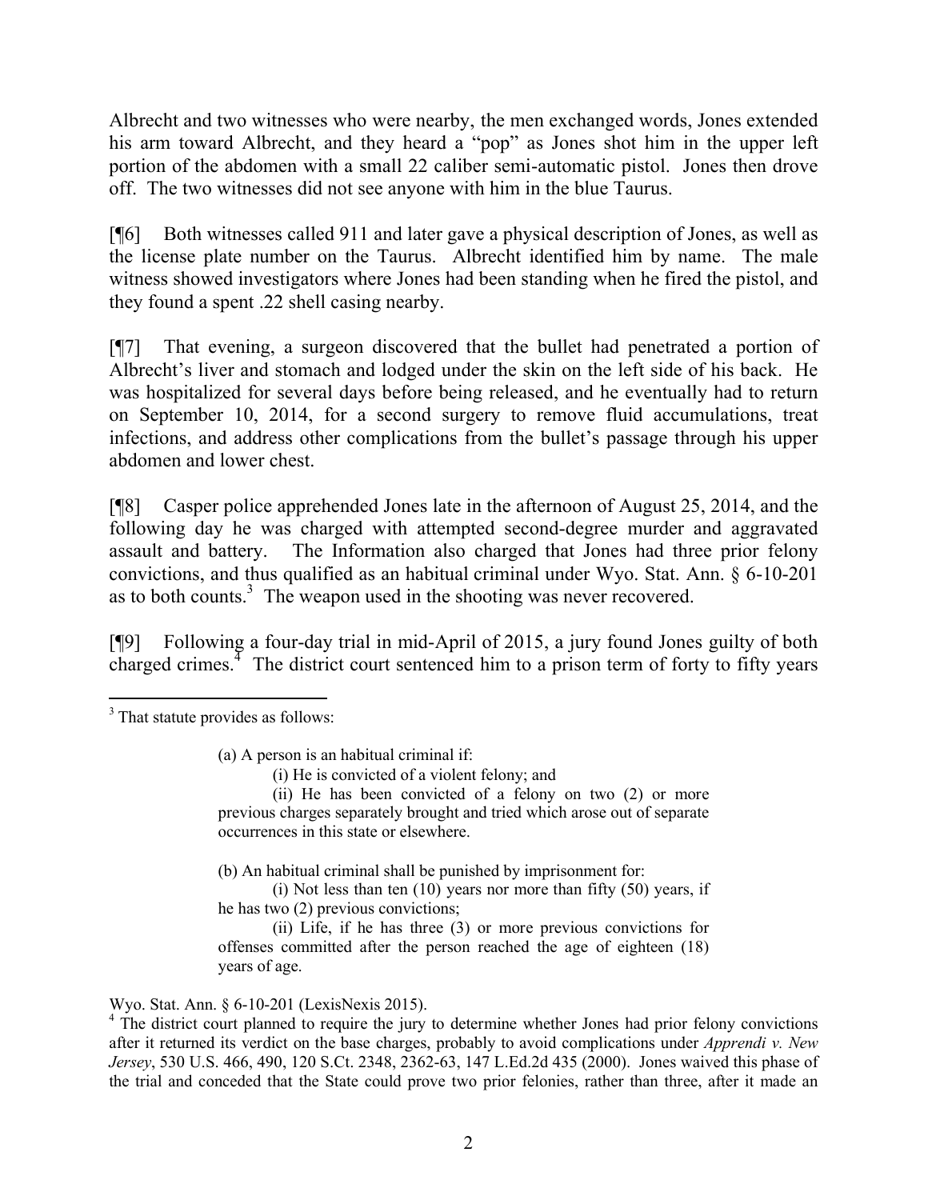Albrecht and two witnesses who were nearby, the men exchanged words, Jones extended his arm toward Albrecht, and they heard a "pop" as Jones shot him in the upper left portion of the abdomen with a small 22 caliber semi-automatic pistol. Jones then drove off. The two witnesses did not see anyone with him in the blue Taurus.

[¶6] Both witnesses called 911 and later gave a physical description of Jones, as well as the license plate number on the Taurus. Albrecht identified him by name. The male witness showed investigators where Jones had been standing when he fired the pistol, and they found a spent .22 shell casing nearby.

[¶7] That evening, a surgeon discovered that the bullet had penetrated a portion of Albrecht's liver and stomach and lodged under the skin on the left side of his back. He was hospitalized for several days before being released, and he eventually had to return on September 10, 2014, for a second surgery to remove fluid accumulations, treat infections, and address other complications from the bullet's passage through his upper abdomen and lower chest.

[¶8] Casper police apprehended Jones late in the afternoon of August 25, 2014, and the following day he was charged with attempted second-degree murder and aggravated assault and battery. The Information also charged that Jones had three prior felony convictions, and thus qualified as an habitual criminal under Wyo. Stat. Ann. § 6-10-201 as to both counts.[3] The weapon used in the shooting was never recovered.

[¶9] Following a four-day trial in mid-April of 2015, a jury found Jones guilty of both charged crimes.[4] The district court sentenced him to a prison term of forty to fifty years

---

[3] That statute provides as follows:

> (a) A person is an habitual criminal if:
>
> (i) He is convicted of a violent felony; and
>
> (ii) He has been convicted of a felony on two (2) or more previous charges separately brought and tried which arose out of separate occurrences in this state or elsewhere.
>
> (b) An habitual criminal shall be punished by imprisonment for:
>
> (i) Not less than ten (10) years nor more than fifty (50) years, if he has two (2) previous convictions;
>
> (ii) Life, if he has three (3) or more previous convictions for offenses committed after the person reached the age of eighteen (18) years of age.

Wyo. Stat. Ann. § 6-10-201 (LexisNexis 2015).

[4] The district court planned to require the jury to determine whether Jones had prior felony convictions after it returned its verdict on the base charges, probably to avoid complications under *Apprendi v. New Jersey*, 530 U.S. 466, 490, 120 S.Ct. 2348, 2362-63, 147 L.Ed.2d 435 (2000). Jones waived this phase of the trial and conceded that the State could prove two prior felonies, rather than three, after it made an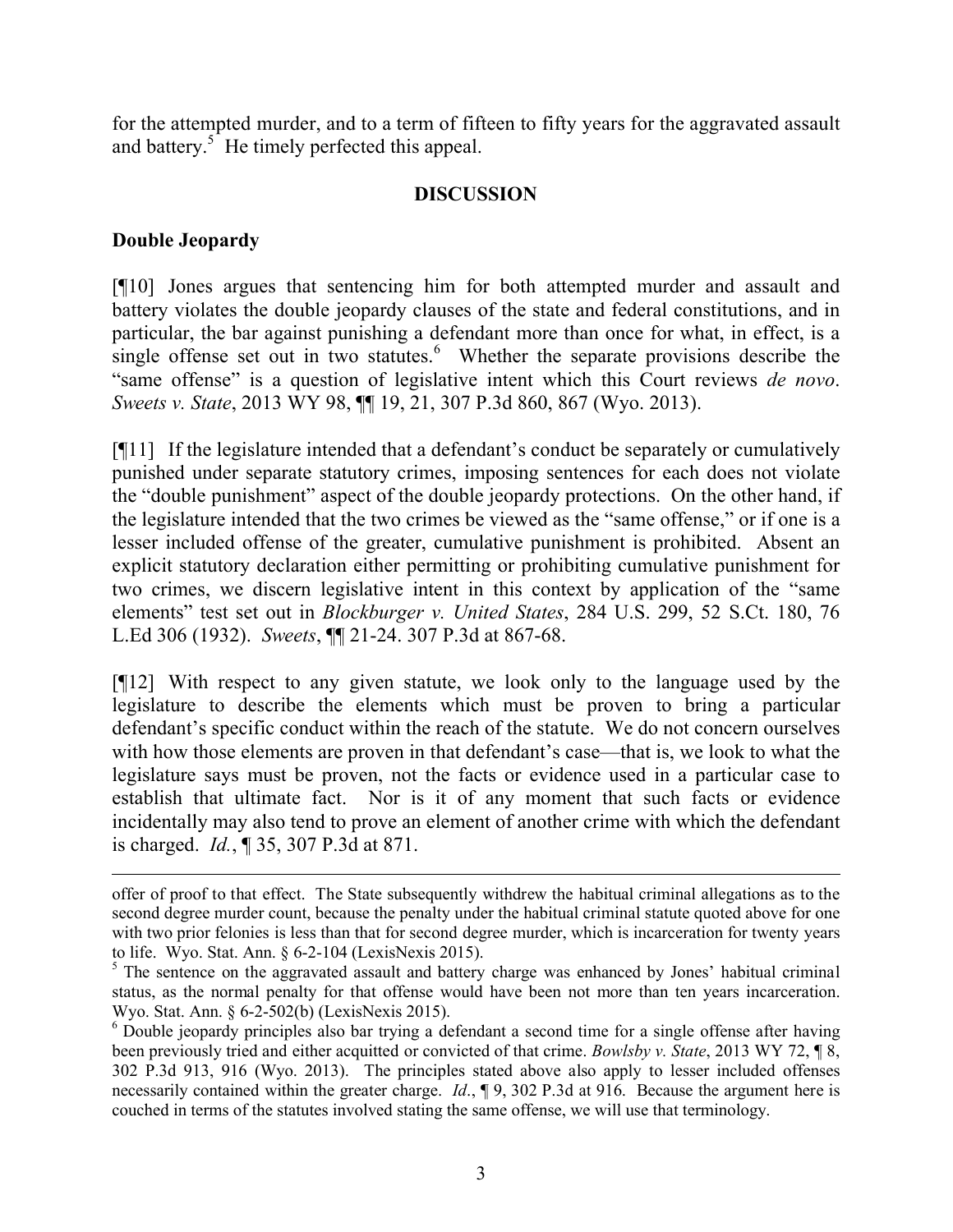for the attempted murder, and to a term of fifteen to fifty years for the aggravated assault and battery.[5] He timely perfected this appeal.

## DISCUSSION

### Double Jeopardy

[¶10] Jones argues that sentencing him for both attempted murder and assault and battery violates the double jeopardy clauses of the state and federal constitutions, and in particular, the bar against punishing a defendant more than once for what, in effect, is a single offense set out in two statutes.[6] Whether the separate provisions describe the "same offense" is a question of legislative intent which this Court reviews *de novo*. *Sweets v. State*, 2013 WY 98, ¶¶ 19, 21, 307 P.3d 860, 867 (Wyo. 2013).

[¶11] If the legislature intended that a defendant's conduct be separately or cumulatively punished under separate statutory crimes, imposing sentences for each does not violate the "double punishment" aspect of the double jeopardy protections. On the other hand, if the legislature intended that the two crimes be viewed as the "same offense," or if one is a lesser included offense of the greater, cumulative punishment is prohibited. Absent an explicit statutory declaration either permitting or prohibiting cumulative punishment for two crimes, we discern legislative intent in this context by application of the "same elements" test set out in *Blockburger v. United States*, 284 U.S. 299, 52 S.Ct. 180, 76 L.Ed 306 (1932). *Sweets*, ¶¶ 21-24. 307 P.3d at 867-68.

[¶12] With respect to any given statute, we look only to the language used by the legislature to describe the elements which must be proven to bring a particular defendant's specific conduct within the reach of the statute. We do not concern ourselves with how those elements are proven in that defendant's case—that is, we look to what the legislature says must be proven, not the facts or evidence used in a particular case to establish that ultimate fact. Nor is it of any moment that such facts or evidence incidentally may also tend to prove an element of another crime with which the defendant is charged. *Id.*, ¶ 35, 307 P.3d at 871.

---

offer of proof to that effect. The State subsequently withdrew the habitual criminal allegations as to the second degree murder count, because the penalty under the habitual criminal statute quoted above for one with two prior felonies is less than that for second degree murder, which is incarceration for twenty years to life. Wyo. Stat. Ann. § 6-2-104 (LexisNexis 2015).

[5] The sentence on the aggravated assault and battery charge was enhanced by Jones' habitual criminal status, as the normal penalty for that offense would have been not more than ten years incarceration. Wyo. Stat. Ann. § 6-2-502(b) (LexisNexis 2015).

[6] Double jeopardy principles also bar trying a defendant a second time for a single offense after having been previously tried and either acquitted or convicted of that crime. *Bowlsby v. State*, 2013 WY 72, ¶ 8, 302 P.3d 913, 916 (Wyo. 2013). The principles stated above also apply to lesser included offenses necessarily contained within the greater charge. *Id*., ¶ 9, 302 P.3d at 916. Because the argument here is couched in terms of the statutes involved stating the same offense, we will use that terminology.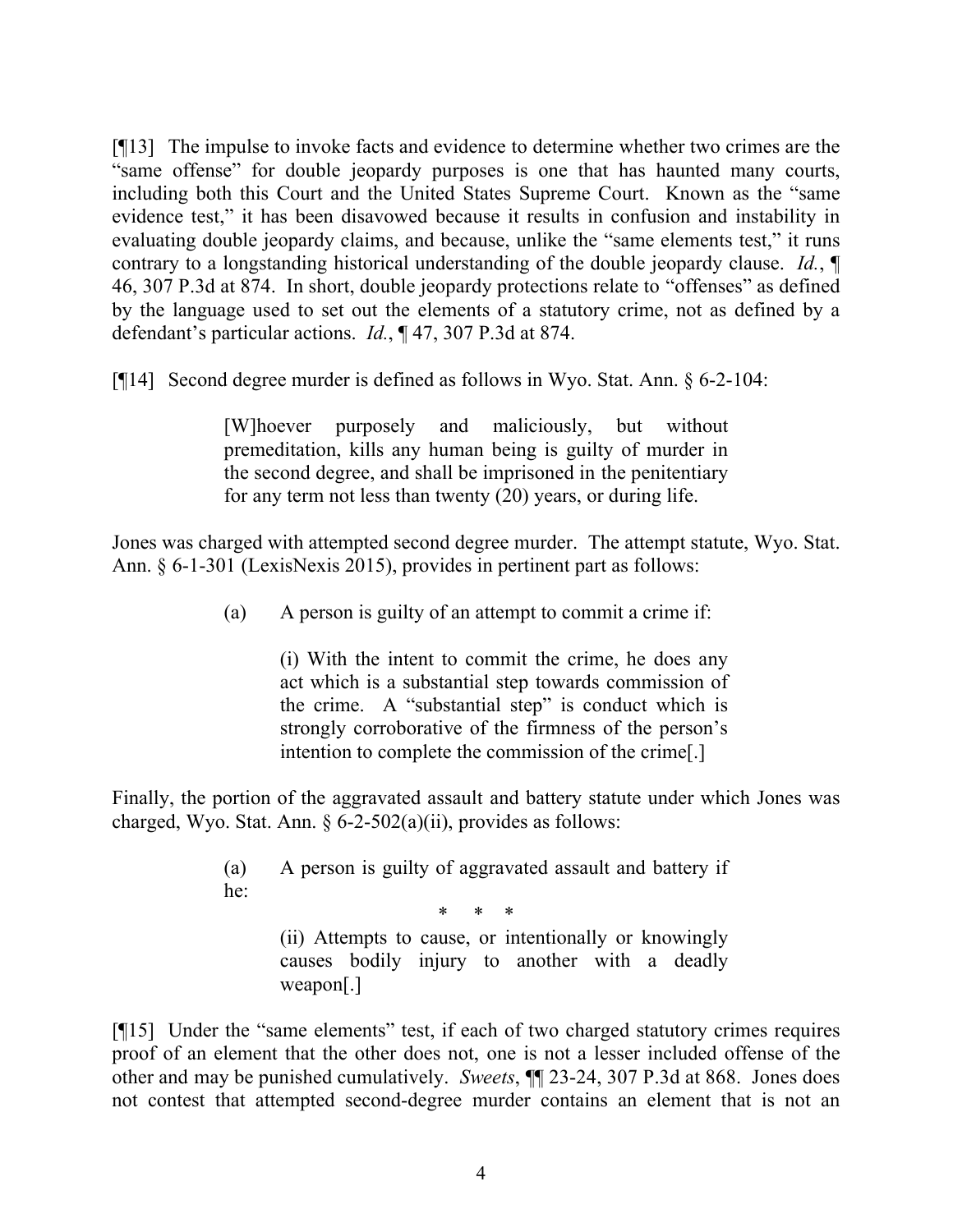[¶13] The impulse to invoke facts and evidence to determine whether two crimes are the "same offense" for double jeopardy purposes is one that has haunted many courts, including both this Court and the United States Supreme Court. Known as the "same evidence test," it has been disavowed because it results in confusion and instability in evaluating double jeopardy claims, and because, unlike the "same elements test," it runs contrary to a longstanding historical understanding of the double jeopardy clause. *Id.*, ¶ 46, 307 P.3d at 874. In short, double jeopardy protections relate to "offenses" as defined by the language used to set out the elements of a statutory crime, not as defined by a defendant's particular actions. *Id.*, ¶ 47, 307 P.3d at 874.

[¶14] Second degree murder is defined as follows in Wyo. Stat. Ann. § 6-2-104:

> [W]hoever purposely and maliciously, but without premeditation, kills any human being is guilty of murder in the second degree, and shall be imprisoned in the penitentiary for any term not less than twenty (20) years, or during life.

Jones was charged with attempted second degree murder. The attempt statute, Wyo. Stat. Ann. § 6-1-301 (LexisNexis 2015), provides in pertinent part as follows:

> (a) A person is guilty of an attempt to commit a crime if:
>
> (i) With the intent to commit the crime, he does any act which is a substantial step towards commission of the crime. A "substantial step" is conduct which is strongly corroborative of the firmness of the person's intention to complete the commission of the crime[.]

Finally, the portion of the aggravated assault and battery statute under which Jones was charged, Wyo. Stat. Ann. § 6-2-502(a)(ii), provides as follows:

> (a) A person is guilty of aggravated assault and battery if he:
>
> \* \* \*
>
> (ii) Attempts to cause, or intentionally or knowingly causes bodily injury to another with a deadly weapon[.]

[¶15] Under the "same elements" test, if each of two charged statutory crimes requires proof of an element that the other does not, one is not a lesser included offense of the other and may be punished cumulatively. *Sweets*, ¶¶ 23-24, 307 P.3d at 868. Jones does not contest that attempted second-degree murder contains an element that is not an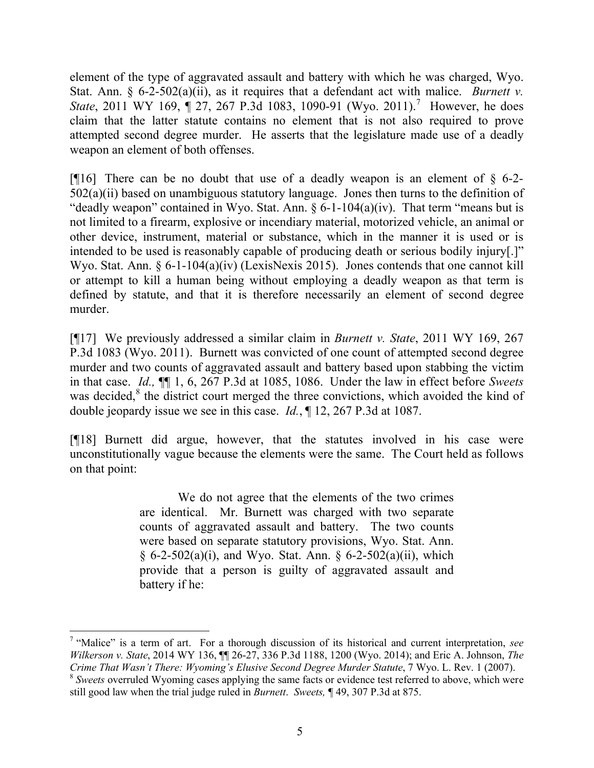element of the type of aggravated assault and battery with which he was charged, Wyo. Stat. Ann. § 6-2-502(a)(ii), as it requires that a defendant act with malice. *Burnett v. State*, 2011 WY 169, ¶ 27, 267 P.3d 1083, 1090-91 (Wyo. 2011).[7] However, he does claim that the latter statute contains no element that is not also required to prove attempted second degree murder. He asserts that the legislature made use of a deadly weapon an element of both offenses.

[¶16] There can be no doubt that use of a deadly weapon is an element of § 6-2-502(a)(ii) based on unambiguous statutory language. Jones then turns to the definition of "deadly weapon" contained in Wyo. Stat. Ann. § 6-1-104(a)(iv). That term "means but is not limited to a firearm, explosive or incendiary material, motorized vehicle, an animal or other device, instrument, material or substance, which in the manner it is used or is intended to be used is reasonably capable of producing death or serious bodily injury[.]" Wyo. Stat. Ann. § 6-1-104(a)(iv) (LexisNexis 2015). Jones contends that one cannot kill or attempt to kill a human being without employing a deadly weapon as that term is defined by statute, and that it is therefore necessarily an element of second degree murder.

[¶17] We previously addressed a similar claim in *Burnett v. State*, 2011 WY 169, 267 P.3d 1083 (Wyo. 2011). Burnett was convicted of one count of attempted second degree murder and two counts of aggravated assault and battery based upon stabbing the victim in that case. *Id.,* ¶¶ 1, 6, 267 P.3d at 1085, 1086. Under the law in effect before *Sweets* was decided,[8] the district court merged the three convictions, which avoided the kind of double jeopardy issue we see in this case. *Id.*, ¶ 12, 267 P.3d at 1087.

[¶18] Burnett did argue, however, that the statutes involved in his case were unconstitutionally vague because the elements were the same. The Court held as follows on that point:

> We do not agree that the elements of the two crimes are identical. Mr. Burnett was charged with two separate counts of aggravated assault and battery. The two counts were based on separate statutory provisions, Wyo. Stat. Ann. § 6-2-502(a)(i), and Wyo. Stat. Ann. § 6-2-502(a)(ii), which provide that a person is guilty of aggravated assault and battery if he:

---

[7] "Malice" is a term of art. For a thorough discussion of its historical and current interpretation, *see Wilkerson v. State*, 2014 WY 136, ¶¶ 26-27, 336 P.3d 1188, 1200 (Wyo. 2014); and Eric A. Johnson, *The Crime That Wasn't There: Wyoming's Elusive Second Degree Murder Statute*, 7 Wyo. L. Rev. 1 (2007).

[8] *Sweets* overruled Wyoming cases applying the same facts or evidence test referred to above, which were still good law when the trial judge ruled in *Burnett*. *Sweets,* ¶ 49, 307 P.3d at 875.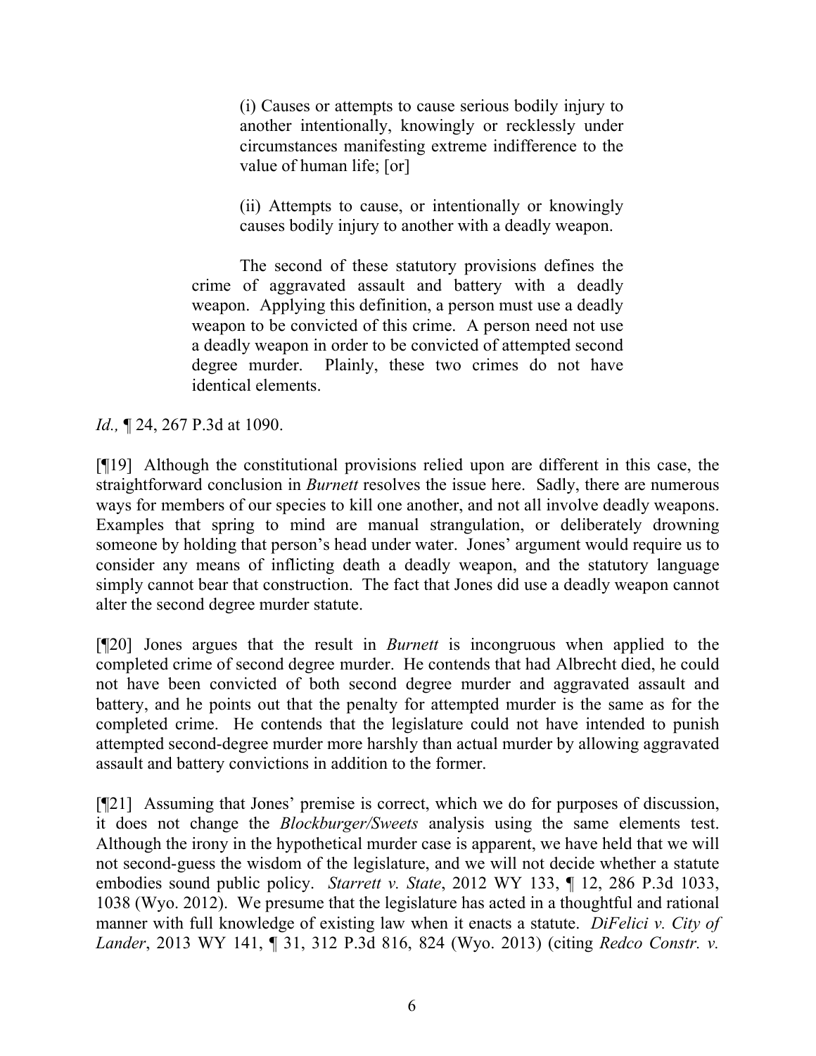> (i) Causes or attempts to cause serious bodily injury to another intentionally, knowingly or recklessly under circumstances manifesting extreme indifference to the value of human life; [or]
>
> (ii) Attempts to cause, or intentionally or knowingly causes bodily injury to another with a deadly weapon.
>
> The second of these statutory provisions defines the crime of aggravated assault and battery with a deadly weapon. Applying this definition, a person must use a deadly weapon to be convicted of this crime. A person need not use a deadly weapon in order to be convicted of attempted second degree murder. Plainly, these two crimes do not have identical elements.

*Id.,* ¶ 24, 267 P.3d at 1090.

[¶19] Although the constitutional provisions relied upon are different in this case, the straightforward conclusion in *Burnett* resolves the issue here. Sadly, there are numerous ways for members of our species to kill one another, and not all involve deadly weapons. Examples that spring to mind are manual strangulation, or deliberately drowning someone by holding that person's head under water. Jones' argument would require us to consider any means of inflicting death a deadly weapon, and the statutory language simply cannot bear that construction. The fact that Jones did use a deadly weapon cannot alter the second degree murder statute.

[¶20] Jones argues that the result in *Burnett* is incongruous when applied to the completed crime of second degree murder. He contends that had Albrecht died, he could not have been convicted of both second degree murder and aggravated assault and battery, and he points out that the penalty for attempted murder is the same as for the completed crime. He contends that the legislature could not have intended to punish attempted second-degree murder more harshly than actual murder by allowing aggravated assault and battery convictions in addition to the former.

[¶21] Assuming that Jones' premise is correct, which we do for purposes of discussion, it does not change the *Blockburger/Sweets* analysis using the same elements test. Although the irony in the hypothetical murder case is apparent, we have held that we will not second-guess the wisdom of the legislature, and we will not decide whether a statute embodies sound public policy. *Starrett v. State*, 2012 WY 133, ¶ 12, 286 P.3d 1033, 1038 (Wyo. 2012). We presume that the legislature has acted in a thoughtful and rational manner with full knowledge of existing law when it enacts a statute. *DiFelici v. City of Lander*, 2013 WY 141, ¶ 31, 312 P.3d 816, 824 (Wyo. 2013) (citing *Redco Constr. v.*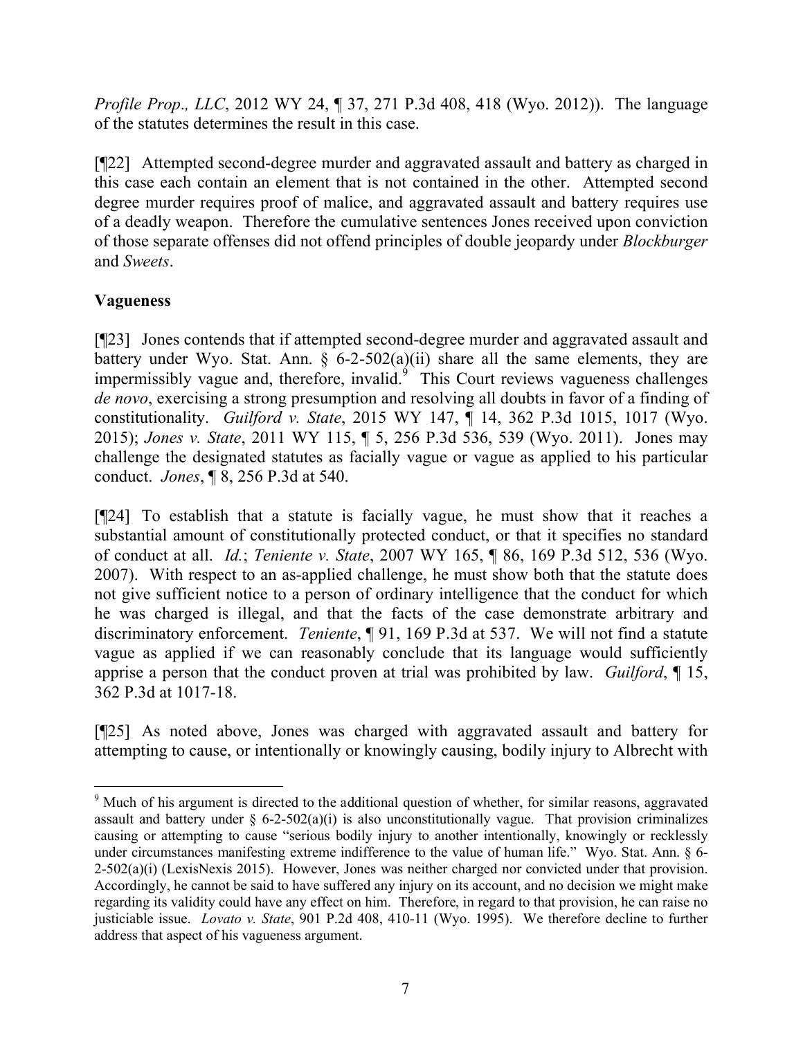*Profile Prop., LLC*, 2012 WY 24, ¶ 37, 271 P.3d 408, 418 (Wyo. 2012)). The language of the statutes determines the result in this case.

[¶22] Attempted second-degree murder and aggravated assault and battery as charged in this case each contain an element that is not contained in the other. Attempted second degree murder requires proof of malice, and aggravated assault and battery requires use of a deadly weapon. Therefore the cumulative sentences Jones received upon conviction of those separate offenses did not offend principles of double jeopardy under *Blockburger* and *Sweets*.

**Vagueness**

[¶23] Jones contends that if attempted second-degree murder and aggravated assault and battery under Wyo. Stat. Ann. § 6-2-502(a)(ii) share all the same elements, they are impermissibly vague and, therefore, invalid.[9] This Court reviews vagueness challenges *de novo*, exercising a strong presumption and resolving all doubts in favor of a finding of constitutionality. *Guilford v. State*, 2015 WY 147, ¶ 14, 362 P.3d 1015, 1017 (Wyo. 2015); *Jones v. State*, 2011 WY 115, ¶ 5, 256 P.3d 536, 539 (Wyo. 2011). Jones may challenge the designated statutes as facially vague or vague as applied to his particular conduct. *Jones*, ¶ 8, 256 P.3d at 540.

[¶24] To establish that a statute is facially vague, he must show that it reaches a substantial amount of constitutionally protected conduct, or that it specifies no standard of conduct at all. *Id.*; *Teniente v. State*, 2007 WY 165, ¶ 86, 169 P.3d 512, 536 (Wyo. 2007). With respect to an as-applied challenge, he must show both that the statute does not give sufficient notice to a person of ordinary intelligence that the conduct for which he was charged is illegal, and that the facts of the case demonstrate arbitrary and discriminatory enforcement. *Teniente*, ¶ 91, 169 P.3d at 537. We will not find a statute vague as applied if we can reasonably conclude that its language would sufficiently apprise a person that the conduct proven at trial was prohibited by law. *Guilford*, ¶ 15, 362 P.3d at 1017-18.

[¶25] As noted above, Jones was charged with aggravated assault and battery for attempting to cause, or intentionally or knowingly causing, bodily injury to Albrecht with

---

[9] Much of his argument is directed to the additional question of whether, for similar reasons, aggravated assault and battery under § 6-2-502(a)(i) is also unconstitutionally vague. That provision criminalizes causing or attempting to cause "serious bodily injury to another intentionally, knowingly or recklessly under circumstances manifesting extreme indifference to the value of human life." Wyo. Stat. Ann. § 6-2-502(a)(i) (LexisNexis 2015). However, Jones was neither charged nor convicted under that provision. Accordingly, he cannot be said to have suffered any injury on its account, and no decision we might make regarding its validity could have any effect on him. Therefore, in regard to that provision, he can raise no justiciable issue. *Lovato v. State*, 901 P.2d 408, 410-11 (Wyo. 1995). We therefore decline to further address that aspect of his vagueness argument.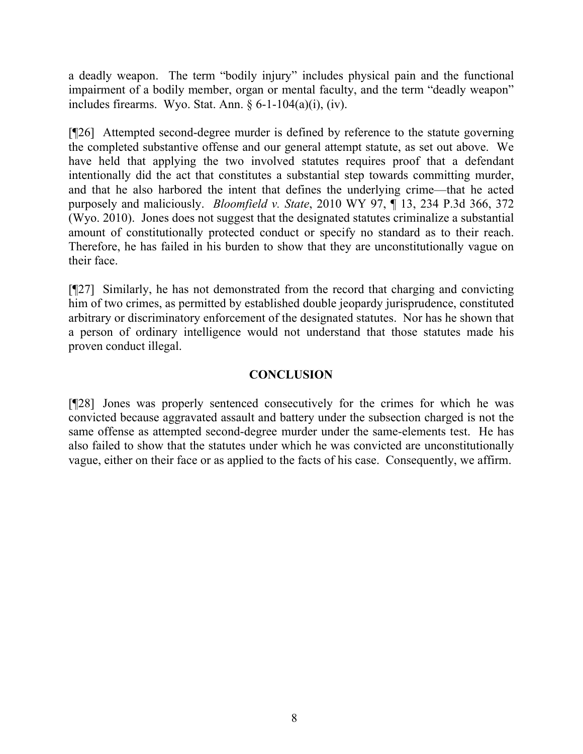a deadly weapon. The term "bodily injury" includes physical pain and the functional impairment of a bodily member, organ or mental faculty, and the term "deadly weapon" includes firearms. Wyo. Stat. Ann. § 6-1-104(a)(i), (iv).

[¶26] Attempted second-degree murder is defined by reference to the statute governing the completed substantive offense and our general attempt statute, as set out above. We have held that applying the two involved statutes requires proof that a defendant intentionally did the act that constitutes a substantial step towards committing murder, and that he also harbored the intent that defines the underlying crime—that he acted purposely and maliciously. *Bloomfield v. State*, 2010 WY 97, ¶ 13, 234 P.3d 366, 372 (Wyo. 2010). Jones does not suggest that the designated statutes criminalize a substantial amount of constitutionally protected conduct or specify no standard as to their reach. Therefore, he has failed in his burden to show that they are unconstitutionally vague on their face.

[¶27] Similarly, he has not demonstrated from the record that charging and convicting him of two crimes, as permitted by established double jeopardy jurisprudence, constituted arbitrary or discriminatory enforcement of the designated statutes. Nor has he shown that a person of ordinary intelligence would not understand that those statutes made his proven conduct illegal.

## CONCLUSION

[¶28] Jones was properly sentenced consecutively for the crimes for which he was convicted because aggravated assault and battery under the subsection charged is not the same offense as attempted second-degree murder under the same-elements test. He has also failed to show that the statutes under which he was convicted are unconstitutionally vague, either on their face or as applied to the facts of his case. Consequently, we affirm.